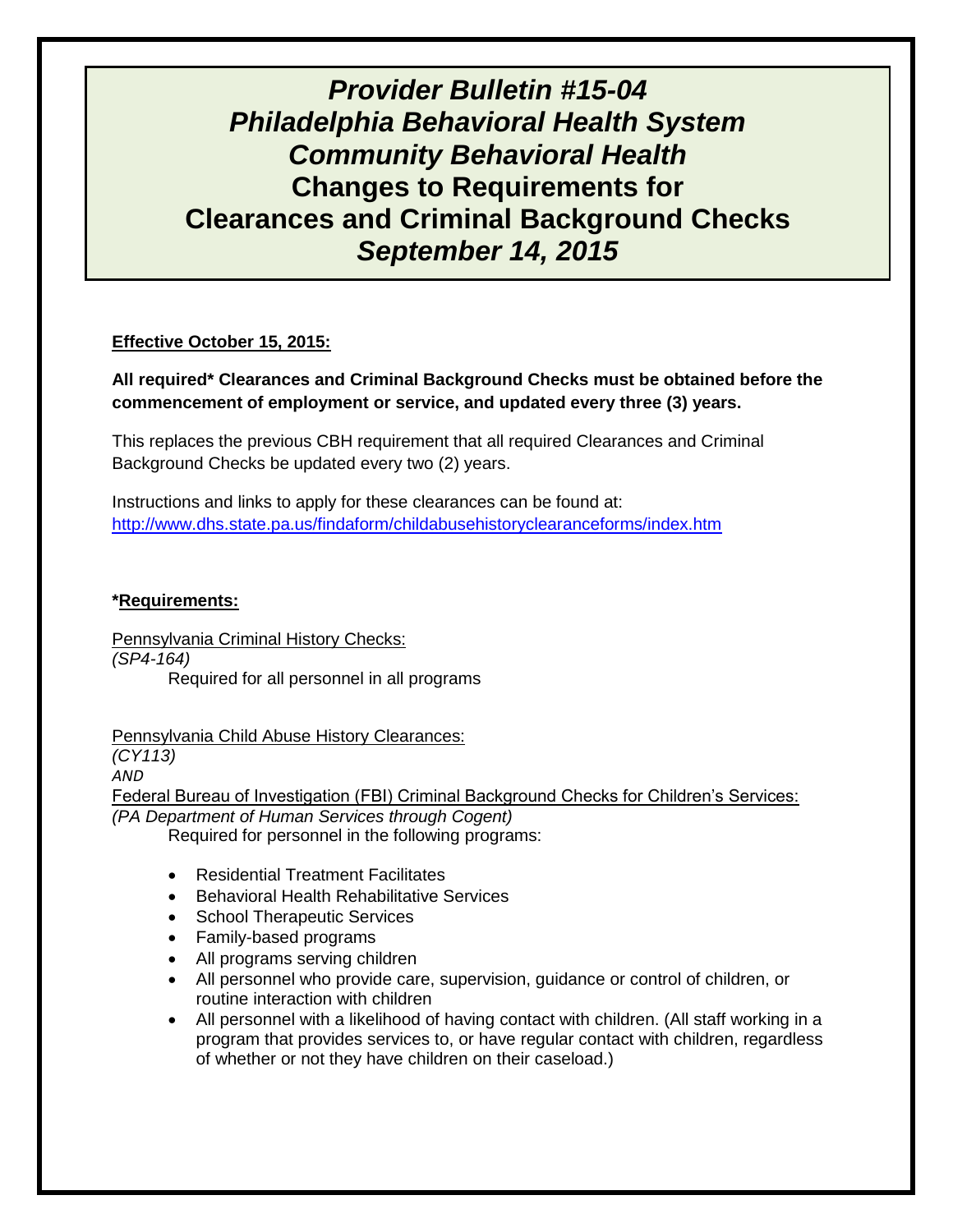# *Provider Bulletin #15-04*
# *Philadelphia Behavioral Health System*
# *Community Behavioral Health*
# Changes to Requirements for Clearances and Criminal Background Checks
# *September 14, 2015*

**Effective October 15, 2015:**

**All required* Clearances and Criminal Background Checks must be obtained before the commencement of employment or service, and updated every three (3) years.**

This replaces the previous CBH requirement that all required Clearances and Criminal Background Checks be updated every two (2) years.

Instructions and links to apply for these clearances can be found at:
[http://www.dhs.state.pa.us/findaform/childabusehistoryclearanceforms/index.htm](http://www.dhs.state.pa.us/findaform/childabusehistoryclearanceforms/index.htm)

**\*Requirements:**

Pennsylvania Criminal History Checks:
*(SP4-164)*
Required for all personnel in all programs

Pennsylvania Child Abuse History Clearances:
*(CY113)*
*AND*
Federal Bureau of Investigation (FBI) Criminal Background Checks for Children's Services:
*(PA Department of Human Services through Cogent)*
Required for personnel in the following programs:

- Residential Treatment Facilitates
- Behavioral Health Rehabilitative Services
- School Therapeutic Services
- Family-based programs
- All programs serving children
- All personnel who provide care, supervision, guidance or control of children, or routine interaction with children
- All personnel with a likelihood of having contact with children. (All staff working in a program that provides services to, or have regular contact with children, regardless of whether or not they have children on their caseload.)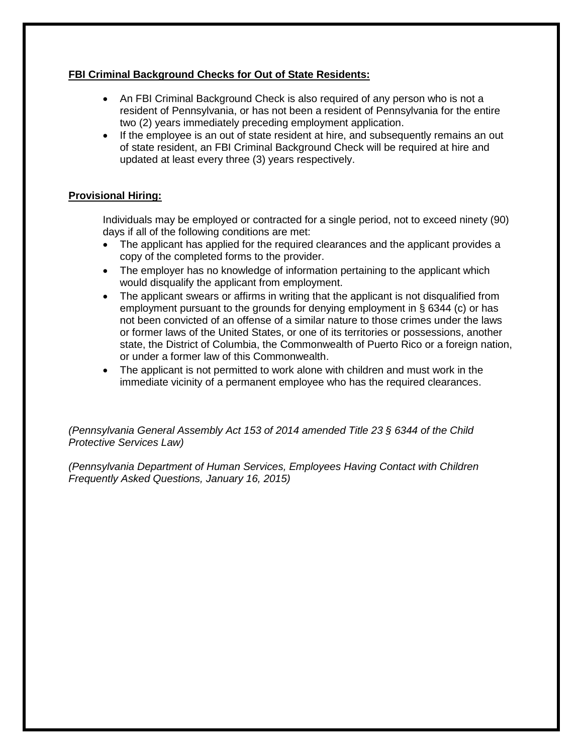**FBI Criminal Background Checks for Out of State Residents:**

- An FBI Criminal Background Check is also required of any person who is not a resident of Pennsylvania, or has not been a resident of Pennsylvania for the entire two (2) years immediately preceding employment application.
- If the employee is an out of state resident at hire, and subsequently remains an out of state resident, an FBI Criminal Background Check will be required at hire and updated at least every three (3) years respectively.

**Provisional Hiring:**

Individuals may be employed or contracted for a single period, not to exceed ninety (90) days if all of the following conditions are met:

- The applicant has applied for the required clearances and the applicant provides a copy of the completed forms to the provider.
- The employer has no knowledge of information pertaining to the applicant which would disqualify the applicant from employment.
- The applicant swears or affirms in writing that the applicant is not disqualified from employment pursuant to the grounds for denying employment in § 6344 (c) or has not been convicted of an offense of a similar nature to those crimes under the laws or former laws of the United States, or one of its territories or possessions, another state, the District of Columbia, the Commonwealth of Puerto Rico or a foreign nation, or under a former law of this Commonwealth.
- The applicant is not permitted to work alone with children and must work in the immediate vicinity of a permanent employee who has the required clearances.

*(Pennsylvania General Assembly Act 153 of 2014 amended Title 23 § 6344 of the Child Protective Services Law)*

*(Pennsylvania Department of Human Services, Employees Having Contact with Children Frequently Asked Questions, January 16, 2015)*